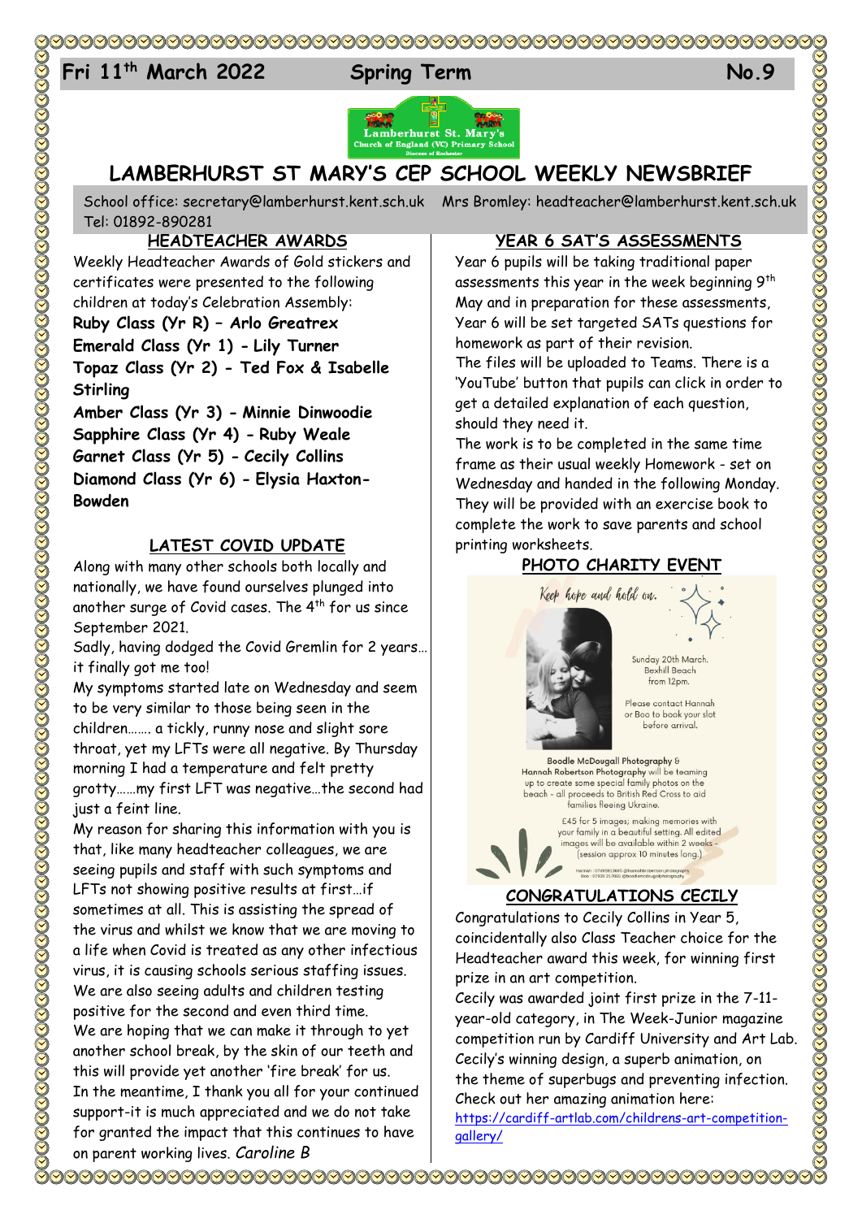Fri 11th March 2022 Spring Term No.9

# LAMBERHURST ST MARY'S CEP SCHOOL WEEKLY NEWSBRIEF

School office: secretary@lamberhurst.kent.sch.uk Mrs Bromley: headteacher@lamberhurst.kent.sch.uk
Tel: 01892-890281

## HEADTEACHER AWARDS

Weekly Headteacher Awards of Gold stickers and certificates were presented to the following children at today's Celebration Assembly:

**Ruby Class (Yr R) – Arlo Greatrex**
**Emerald Class (Yr 1) - Lily Turner**
**Topaz Class (Yr 2) - Ted Fox & Isabelle Stirling**
**Amber Class (Yr 3) - Minnie Dinwoodie**
**Sapphire Class (Yr 4) - Ruby Weale**
**Garnet Class (Yr 5) - Cecily Collins**
**Diamond Class (Yr 6) - Elysia Haxton-Bowden**

## LATEST COVID UPDATE

Along with many other schools both locally and nationally, we have found ourselves plunged into another surge of Covid cases. The 4th for us since September 2021.

Sadly, having dodged the Covid Gremlin for 2 years… it finally got me too!

My symptoms started late on Wednesday and seem to be very similar to those being seen in the children……. a tickly, runny nose and slight sore throat, yet my LFTs were all negative. By Thursday morning I had a temperature and felt pretty grotty……my first LFT was negative…the second had just a feint line.

My reason for sharing this information with you is that, like many headteacher colleagues, we are seeing pupils and staff with such symptoms and LFTs not showing positive results at first…if sometimes at all. This is assisting the spread of the virus and whilst we know that we are moving to a life when Covid is treated as any other infectious virus, it is causing schools serious staffing issues. We are also seeing adults and children testing positive for the second and even third time.

We are hoping that we can make it through to yet another school break, by the skin of our teeth and this will provide yet another 'fire break' for us.

In the meantime, I thank you all for your continued support-it is much appreciated and we do not take for granted the impact that this continues to have on parent working lives. *Caroline B*

## YEAR 6 SAT'S ASSESSMENTS

Year 6 pupils will be taking traditional paper assessments this year in the week beginning 9th May and in preparation for these assessments, Year 6 will be set targeted SATs questions for homework as part of their revision.

The files will be uploaded to Teams. There is a 'YouTube' button that pupils can click in order to get a detailed explanation of each question, should they need it.

The work is to be completed in the same time frame as their usual weekly Homework - set on Wednesday and handed in the following Monday. They will be provided with an exercise book to complete the work to save parents and school printing worksheets.

## PHOTO CHARITY EVENT

*Keep hope and hold on.*

Sunday 20th March.
Bexhill Beach
from 12pm.

Please contact Hannah or Boo to book your slot before arrival.

**Boodle McDougall Photography** & **Hannah Robertson Photography** will be teaming up to create some special family photos on the beach - all proceeds to British Red Cross to aid families fleeing Ukraine.

£45 for 5 images; making memories with your family in a beautiful setting. All edited images will be available within 2 weeks - (session approx 10 minutes long.)

## CONGRATULATIONS CECILY

Congratulations to Cecily Collins in Year 5, coincidentally also Class Teacher choice for the Headteacher award this week, for winning first prize in an art competition.

Cecily was awarded joint first prize in the 7-11-year-old category, in The Week-Junior magazine competition run by Cardiff University and Art Lab. Cecily's winning design, a superb animation, on the theme of superbugs and preventing infection. Check out her amazing animation here:
https://cardiff-artlab.com/childrens-art-competition-gallery/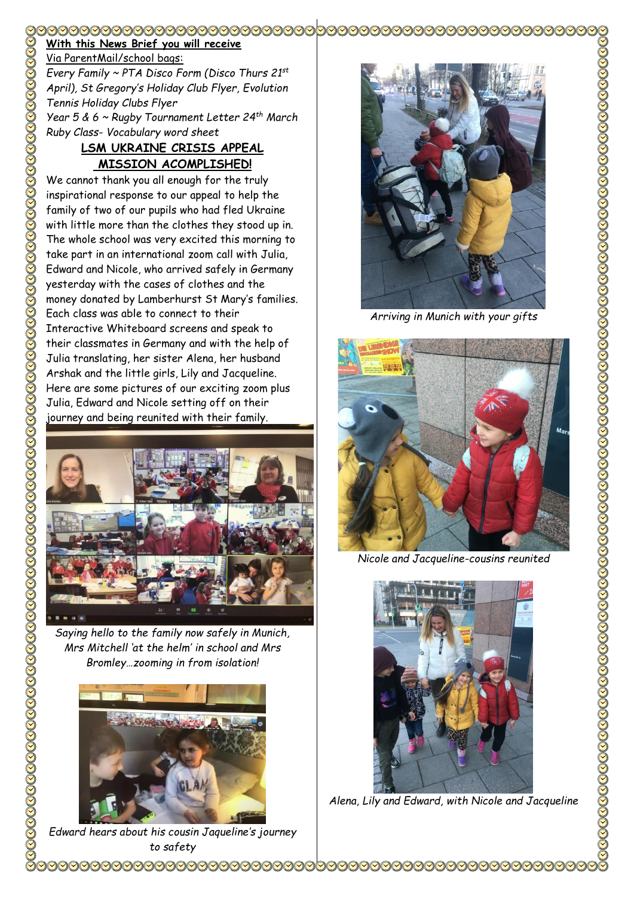**With this News Brief you will receive**

Via ParentMail/school bags:

*Every Family ~ PTA Disco Form (Disco Thurs 21st April), St Gregory's Holiday Club Flyer, Evolution Tennis Holiday Clubs Flyer*

*Year 5 & 6 ~ Rugby Tournament Letter 24th March*

*Ruby Class- Vocabulary word sheet*

## LSM UKRAINE CRISIS APPEAL MISSION ACOMPLISHED!

We cannot thank you all enough for the truly inspirational response to our appeal to help the family of two of our pupils who had fled Ukraine with little more than the clothes they stood up in. The whole school was very excited this morning to take part in an international zoom call with Julia, Edward and Nicole, who arrived safely in Germany yesterday with the cases of clothes and the money donated by Lamberhurst St Mary's families. Each class was able to connect to their Interactive Whiteboard screens and speak to their classmates in Germany and with the help of Julia translating, her sister Alena, her husband Arshak and the little girls, Lily and Jacqueline. Here are some pictures of our exciting zoom plus Julia, Edward and Nicole setting off on their journey and being reunited with their family.

*Saying hello to the family now safely in Munich, Mrs Mitchell 'at the helm' in school and Mrs Bromley…zooming in from isolation!*

*Edward hears about his cousin Jaqueline's journey to safety*

*Arriving in Munich with your gifts*

*Nicole and Jacqueline-cousins reunited*

*Alena, Lily and Edward, with Nicole and Jacqueline*